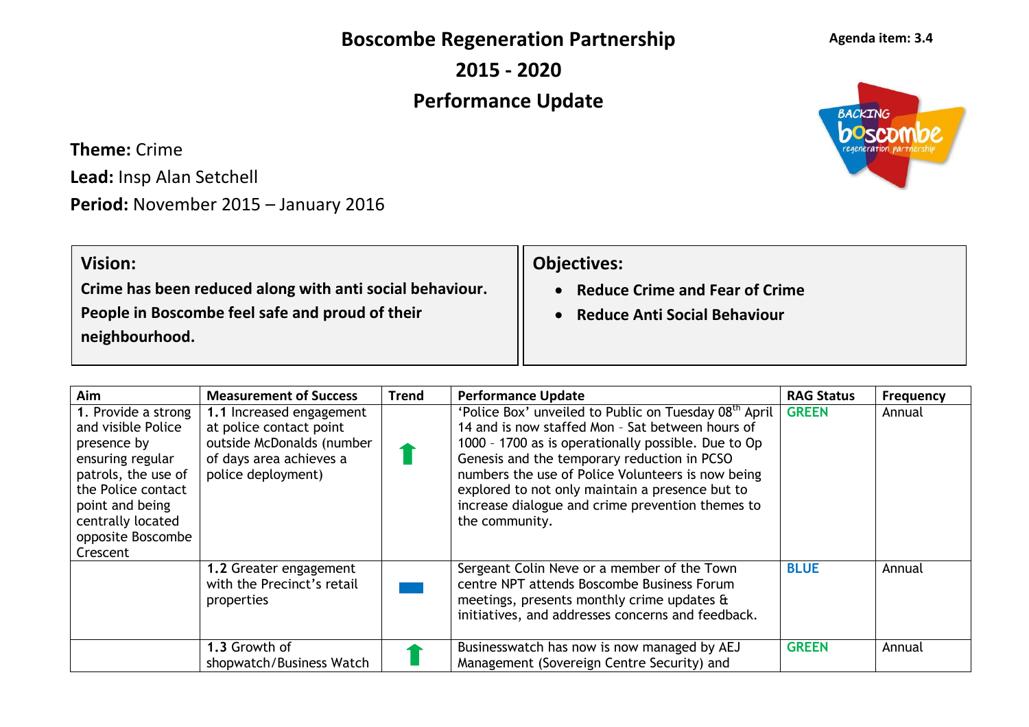# Boscombe Regeneration Partnership

# 2015 - 2020

# Performance Update

**Agenda item: 3.4**

**Theme:** Crime

**Lead:** Insp Alan Setchell

**Period:** November 2015 – January 2016

**Vision:**

**Crime has been reduced along with anti social behaviour. People in Boscombe feel safe and proud of their neighbourhood.**

**Objectives:**

- **Reduce Crime and Fear of Crime**
- **Reduce Anti Social Behaviour**

| Aim | Measurement of Success | Trend | Performance Update | RAG Status | Frequency |
|---|---|---|---|---|---|
| 1. Provide a strong and visible Police presence by ensuring regular patrols, the use of the Police contact point and being centrally located opposite Boscombe Crescent | **1.1** Increased engagement at police contact point outside McDonalds (number of days area achieves a police deployment) | ⬆ | 'Police Box' unveiled to Public on Tuesday 08th April 14 and is now staffed Mon – Sat between hours of 1000 – 1700 as is operationally possible. Due to Op Genesis and the temporary reduction in PCSO numbers the use of Police Volunteers is now being explored to not only maintain a presence but to increase dialogue and crime prevention themes to the community. | GREEN | Annual |
| | **1.2** Greater engagement with the Precinct's retail properties | ▬ | Sergeant Colin Neve or a member of the Town centre NPT attends Boscombe Business Forum meetings, presents monthly crime updates & initiatives, and addresses concerns and feedback. | BLUE | Annual |
| | **1.3** Growth of shopwatch/Business Watch | ⬆ | Businesswatch has now is now managed by AEJ Management (Sovereign Centre Security) and | GREEN | Annual |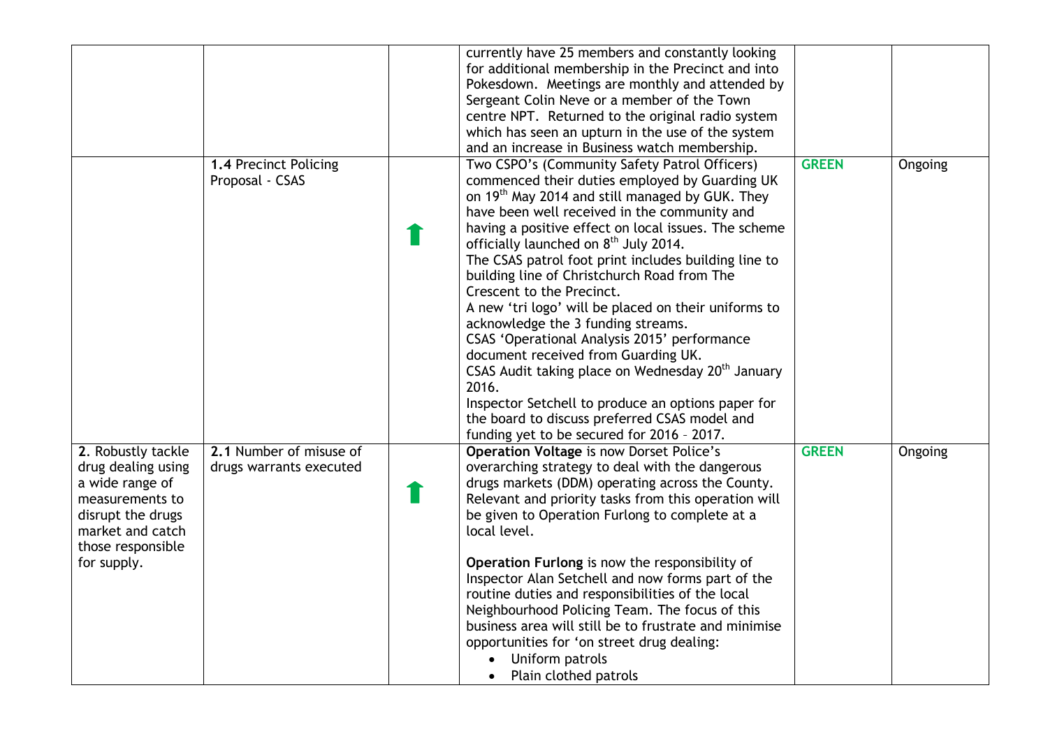|  |  |  |  |  |  |
|---|---|---|---|---|---|
|  |  |  | currently have 25 members and constantly looking for additional membership in the Precinct and into Pokesdown. Meetings are monthly and attended by Sergeant Colin Neve or a member of the Town centre NPT. Returned to the original radio system which has seen an upturn in the use of the system and an increase in Business watch membership. |  |  |
|  | **1.4** Precinct Policing Proposal - CSAS | ⬆ | Two CSPO's (Community Safety Patrol Officers) commenced their duties employed by Guarding UK on 19th May 2014 and still managed by GUK. They have been well received in the community and having a positive effect on local issues. The scheme officially launched on 8th July 2014.<br>The CSAS patrol foot print includes building line to building line of Christchurch Road from The Crescent to the Precinct.<br>A new 'tri logo' will be placed on their uniforms to acknowledge the 3 funding streams.<br>CSAS 'Operational Analysis 2015' performance document received from Guarding UK.<br>CSAS Audit taking place on Wednesday 20th January 2016.<br>Inspector Setchell to produce an options paper for the board to discuss preferred CSAS model and funding yet to be secured for 2016 – 2017. | **GREEN** | Ongoing |
| **2.** Robustly tackle drug dealing using a wide range of measurements to disrupt the drugs market and catch those responsible for supply. | **2.1** Number of misuse of drugs warrants executed | ⬆ | **Operation Voltage** is now Dorset Police's overarching strategy to deal with the dangerous drugs markets (DDM) operating across the County. Relevant and priority tasks from this operation will be given to Operation Furlong to complete at a local level.<br><br>**Operation Furlong** is now the responsibility of Inspector Alan Setchell and now forms part of the routine duties and responsibilities of the local Neighbourhood Policing Team. The focus of this business area will still be to frustrate and minimise opportunities for 'on street drug dealing:<br>• Uniform patrols<br>• Plain clothed patrols | **GREEN** | Ongoing |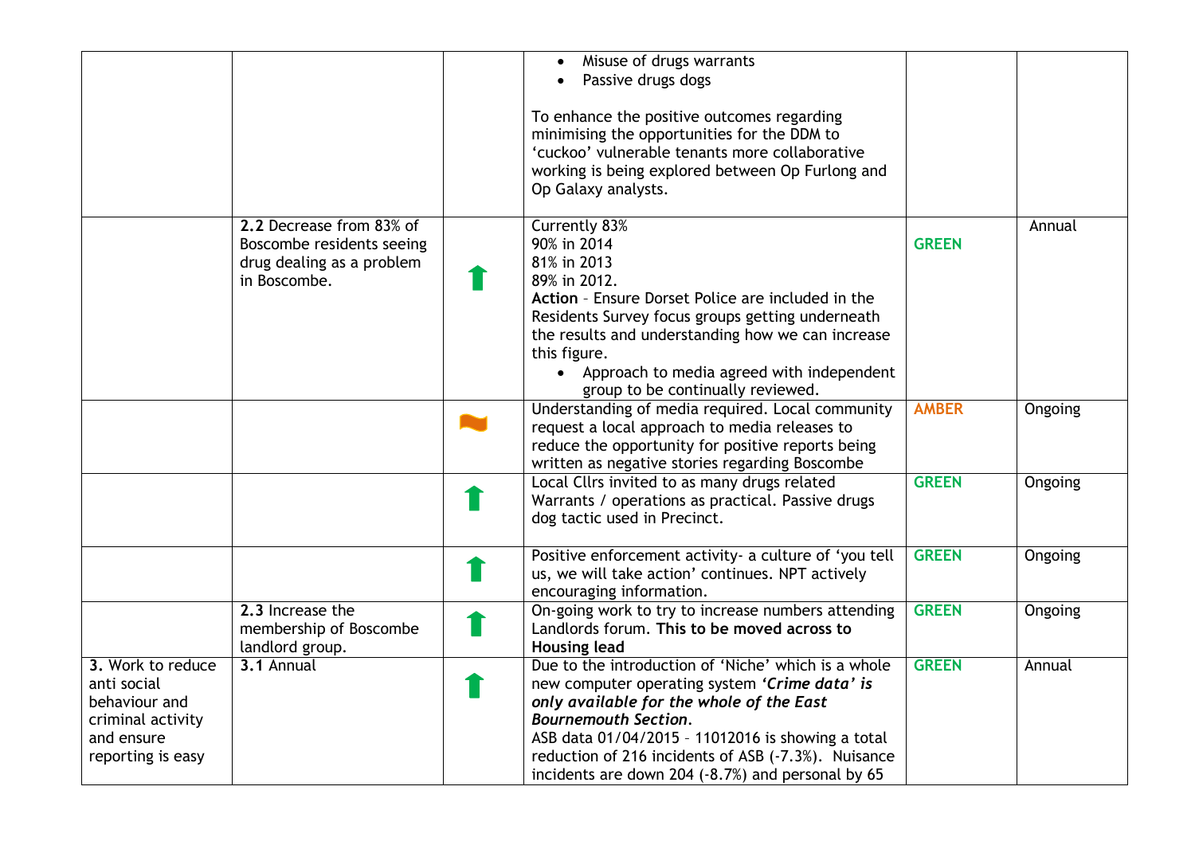| | | | | | |
|---|---|---|---|---|---|
| | | | • Misuse of drugs warrants<br>• Passive drugs dogs<br><br>To enhance the positive outcomes regarding minimising the opportunities for the DDM to 'cuckoo' vulnerable tenants more collaborative working is being explored between Op Furlong and Op Galaxy analysts. | | |
| | **2.2** Decrease from 83% of Boscombe residents seeing drug dealing as a problem in Boscombe. | ⬆ | Currently 83%<br>90% in 2014<br>81% in 2013<br>89% in 2012.<br>**Action** – Ensure Dorset Police are included in the Residents Survey focus groups getting underneath the results and understanding how we can increase this figure.<br>• Approach to media agreed with independent group to be continually reviewed. | **GREEN** | Annual |
| | | ~ | Understanding of media required. Local community request a local approach to media releases to reduce the opportunity for positive reports being written as negative stories regarding Boscombe | **AMBER** | Ongoing |
| | | ⬆ | Local Cllrs invited to as many drugs related Warrants / operations as practical. Passive drugs dog tactic used in Precinct. | **GREEN** | Ongoing |
| | | ⬆ | Positive enforcement activity- a culture of 'you tell us, we will take action' continues. NPT actively encouraging information. | **GREEN** | Ongoing |
| | **2.3** Increase the membership of Boscombe landlord group. | ⬆ | On-going work to try to increase numbers attending Landlords forum. **This to be moved across to Housing lead** | **GREEN** | Ongoing |
| **3.** Work to reduce anti social behaviour and criminal activity and ensure reporting is easy | **3.1** Annual | ⬆ | Due to the introduction of 'Niche' which is a whole new computer operating system ***'Crime data' is only available for the whole of the East Bournemouth Section***.<br>ASB data 01/04/2015 – 11012016 is showing a total reduction of 216 incidents of ASB (-7.3%). Nuisance incidents are down 204 (-8.7%) and personal by 65 | **GREEN** | Annual |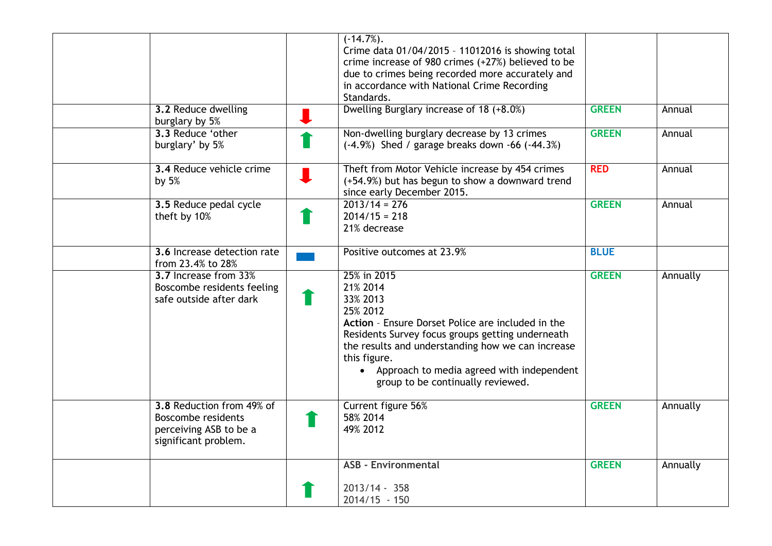| | | | | | |
|---|---|---|---|---|---|
| | | | (-14.7%).<br>Crime data 01/04/2015 – 11012016 is showing total crime increase of 980 crimes (+27%) believed to be due to crimes being recorded more accurately and in accordance with National Crime Recording Standards. | | |
| | **3.2** Reduce dwelling burglary by 5% | ⬇ | Dwelling Burglary increase of 18 (+8.0%) | **GREEN** | Annual |
| | **3.3** Reduce 'other burglary' by 5% | ⬆ | Non-dwelling burglary decrease by 13 crimes (-4.9%) Shed / garage breaks down -66 (-44.3%) | **GREEN** | Annual |
| | **3.4** Reduce vehicle crime by 5% | ⬇ | Theft from Motor Vehicle increase by 454 crimes (+54.9%) but has begun to show a downward trend since early December 2015. | **RED** | Annual |
| | **3.5** Reduce pedal cycle theft by 10% | ⬆ | 2013/14 = 276<br>2014/15 = 218<br>21% decrease | **GREEN** | Annual |
| | **3.6** Increase detection rate from 23.4% to 28% | ▬ | Positive outcomes at 23.9% | **BLUE** | |
| | **3.7** Increase from 33% Boscombe residents feeling safe outside after dark | ⬆ | 25% in 2015<br>21% 2014<br>33% 2013<br>25% 2012<br>**Action** – Ensure Dorset Police are included in the Residents Survey focus groups getting underneath the results and understanding how we can increase this figure.<br>• Approach to media agreed with independent group to be continually reviewed. | **GREEN** | Annually |
| | **3.8** Reduction from 49% of Boscombe residents perceiving ASB to be a significant problem. | ⬆ | Current figure 56%<br>58% 2014<br>49% 2012 | **GREEN** | Annually |
| | | ⬆ | **ASB - Environmental**<br><br>2013/14 - 358<br>2014/15 - 150 | **GREEN** | Annually |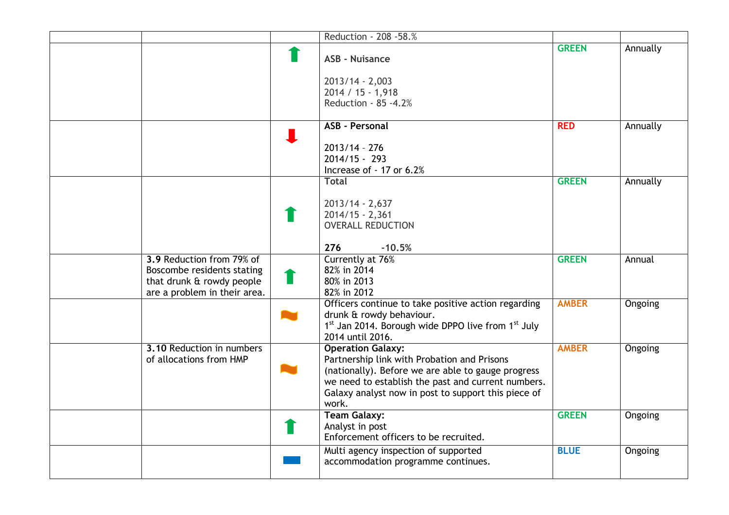| | | | | | |
|---|---|---|---|---|---|
| | | | Reduction - 208 -58.% | | |
| | | ⬆ | **ASB - Nuisance**<br><br>2013/14 - 2,003<br>2014 / 15 - 1,918<br>Reduction - 85 -4.2% | **GREEN** | Annually |
| | | ⬇ | **ASB - Personal**<br><br>2013/14 – 276<br>2014/15 - 293<br>Increase of - 17 or 6.2% | **RED** | Annually |
| | | ⬆ | **Total**<br><br>2013/14 - 2,637<br>2014/15 - 2,361<br>OVERALL REDUCTION<br><br>**276 -10.5%** | **GREEN** | Annually |
| | **3.9** Reduction from 79% of Boscombe residents stating that drunk & rowdy people are a problem in their area. | ⬆ | Currently at 76%<br>82% in 2014<br>80% in 2013<br>82% in 2012 | **GREEN** | Annual |
| | | | Officers continue to take positive action regarding drunk & rowdy behaviour.<br>1st Jan 2014. Borough wide DPPO live from 1st July 2014 until 2016. | **AMBER** | Ongoing |
| | **3.10** Reduction in numbers of allocations from HMP | | **Operation Galaxy:**<br>Partnership link with Probation and Prisons (nationally). Before we are able to gauge progress we need to establish the past and current numbers. Galaxy analyst now in post to support this piece of work. | **AMBER** | Ongoing |
| | | ⬆ | **Team Galaxy:**<br>Analyst in post<br>Enforcement officers to be recruited. | **GREEN** | Ongoing |
| | | | Multi agency inspection of supported accommodation programme continues. | **BLUE** | Ongoing |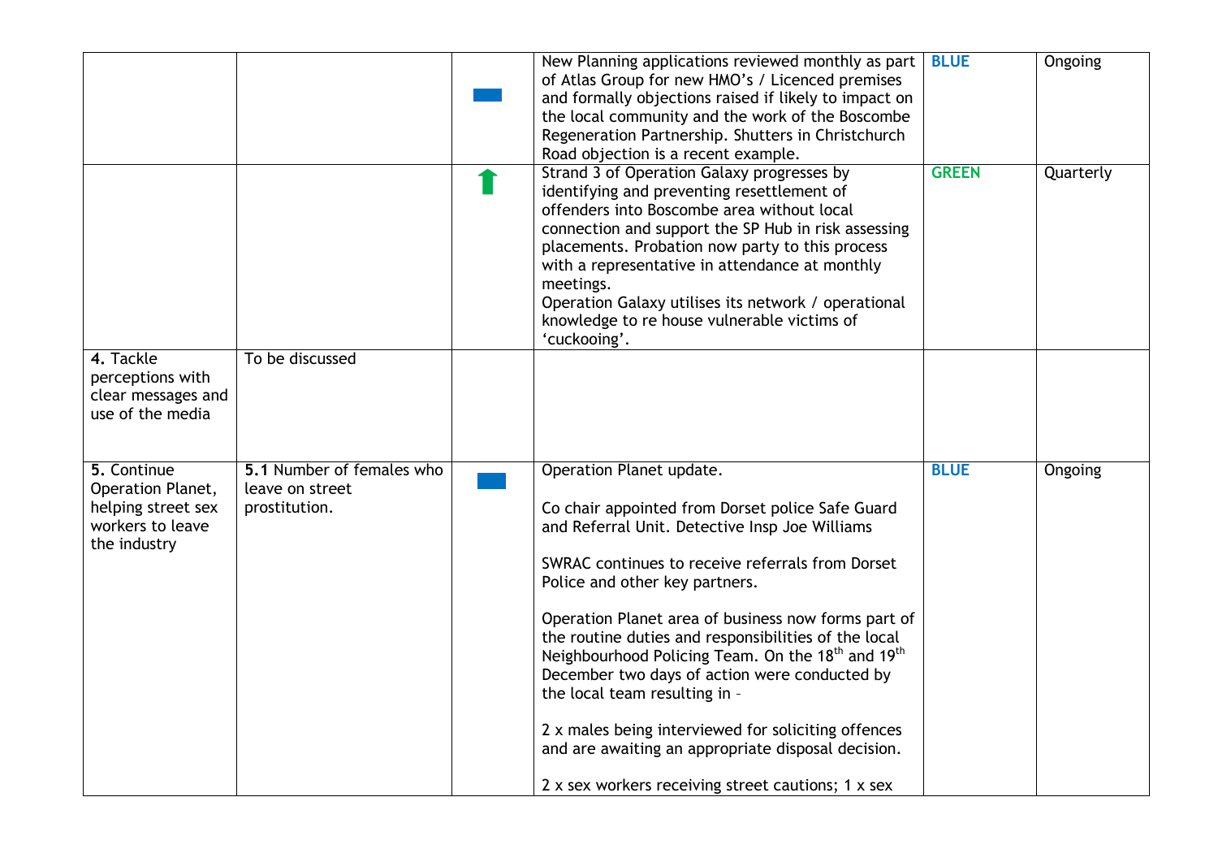| | | | | | |
|---|---|---|---|---|---|
| | | ▬ | New Planning applications reviewed monthly as part of Atlas Group for new HMO's / Licenced premises and formally objections raised if likely to impact on the local community and the work of the Boscombe Regeneration Partnership. Shutters in Christchurch Road objection is a recent example. | **BLUE** | Ongoing |
| | | ⬆ | Strand 3 of Operation Galaxy progresses by identifying and preventing resettlement of offenders into Boscombe area without local connection and support the SP Hub in risk assessing placements. Probation now party to this process with a representative in attendance at monthly meetings.<br>Operation Galaxy utilises its network / operational knowledge to re house vulnerable victims of 'cuckooing'. | **GREEN** | Quarterly |
| **4.** Tackle perceptions with clear messages and use of the media | To be discussed | | | | |
| **5.** Continue Operation Planet, helping street sex workers to leave the industry | **5.1** Number of females who leave on street prostitution. | ▬ | Operation Planet update.<br><br>Co chair appointed from Dorset police Safe Guard and Referral Unit. Detective Insp Joe Williams<br><br>SWRAC continues to receive referrals from Dorset Police and other key partners.<br><br>Operation Planet area of business now forms part of the routine duties and responsibilities of the local Neighbourhood Policing Team. On the 18th and 19th December two days of action were conducted by the local team resulting in –<br><br>2 x males being interviewed for soliciting offences and are awaiting an appropriate disposal decision.<br><br>2 x sex workers receiving street cautions; 1 x sex | **BLUE** | Ongoing |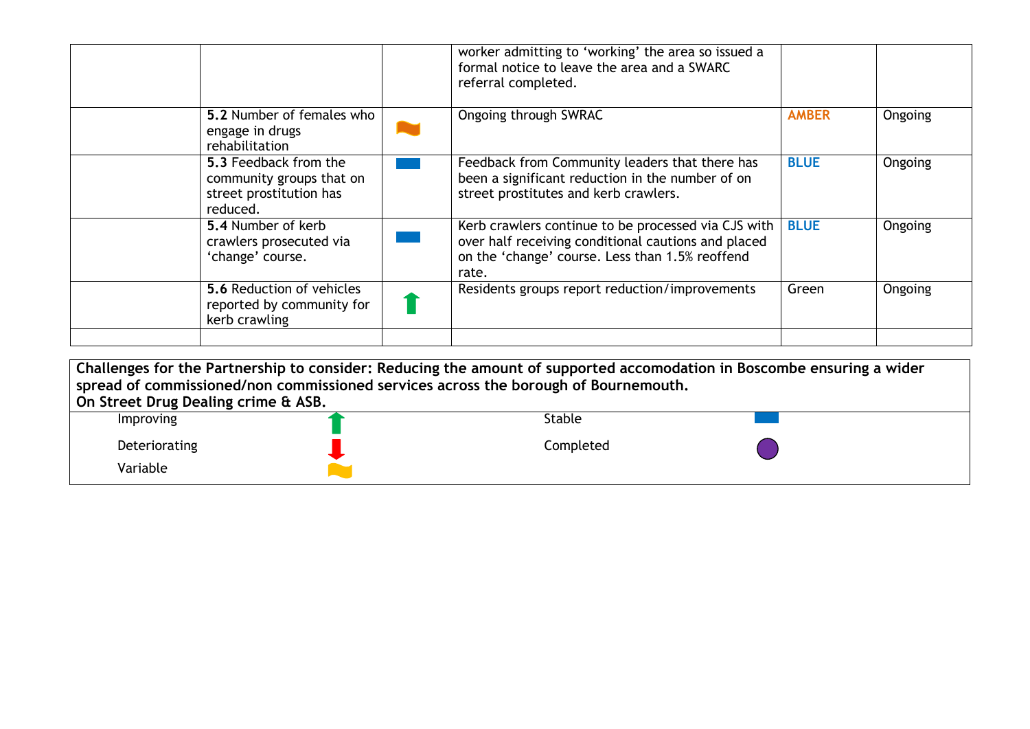| | | | | | |
|---|---|---|---|---|---|
| | | | worker admitting to 'working' the area so issued a formal notice to leave the area and a SWARC referral completed. | | |
| | **5.2** Number of females who engage in drugs rehabilitation | | Ongoing through SWRAC | **AMBER** | Ongoing |
| | **5.3** Feedback from the community groups that on street prostitution has reduced. | | Feedback from Community leaders that there has been a significant reduction in the number of on street prostitutes and kerb crawlers. | **BLUE** | Ongoing |
| | **5.4** Number of kerb crawlers prosecuted via 'change' course. | | Kerb crawlers continue to be processed via CJS with over half receiving conditional cautions and placed on the 'change' course. Less than 1.5% reoffend rate. | **BLUE** | Ongoing |
| | **5.6** Reduction of vehicles reported by community for kerb crawling | | Residents groups report reduction/improvements | Green | Ongoing |
| | | | | | |

**Challenges for the Partnership to consider: Reducing the amount of supported accomodation in Boscombe ensuring a wider spread of commissioned/non commissioned services across the borough of Bournemouth.**
**On Street Drug Dealing crime & ASB.**

| | | | |
|---|---|---|---|
| Improving | | Stable | |
| Deteriorating | | Completed | |
| Variable | | | |